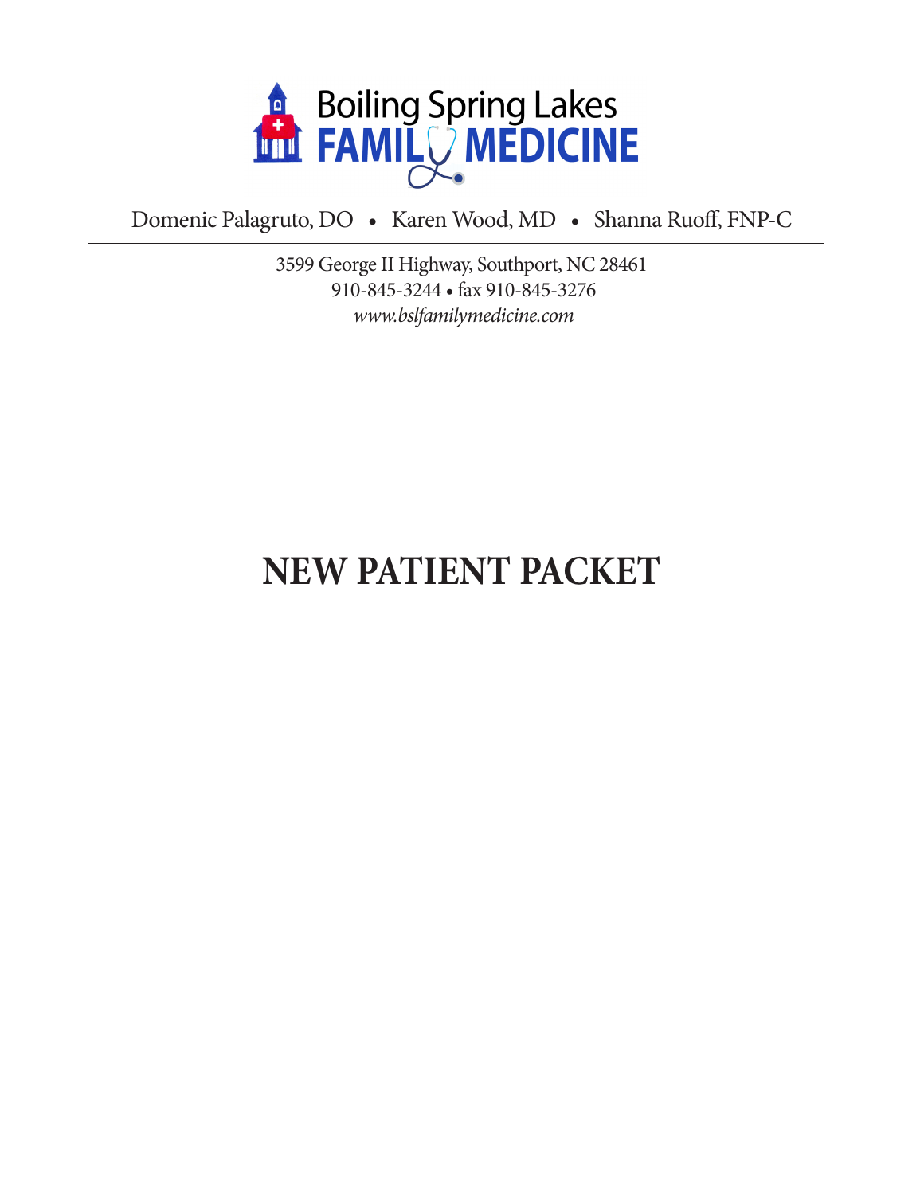# Boiling Spring Lakes FAMILY MEDICINE

Domenic Palagruto, DO • Karen Wood, MD • Shanna Ruoff, FNP-C

---

3599 George II Highway, Southport, NC 28461
910-845-3244 • fax 910-845-3276
*www.bslfamilymedicine.com*

# NEW PATIENT PACKET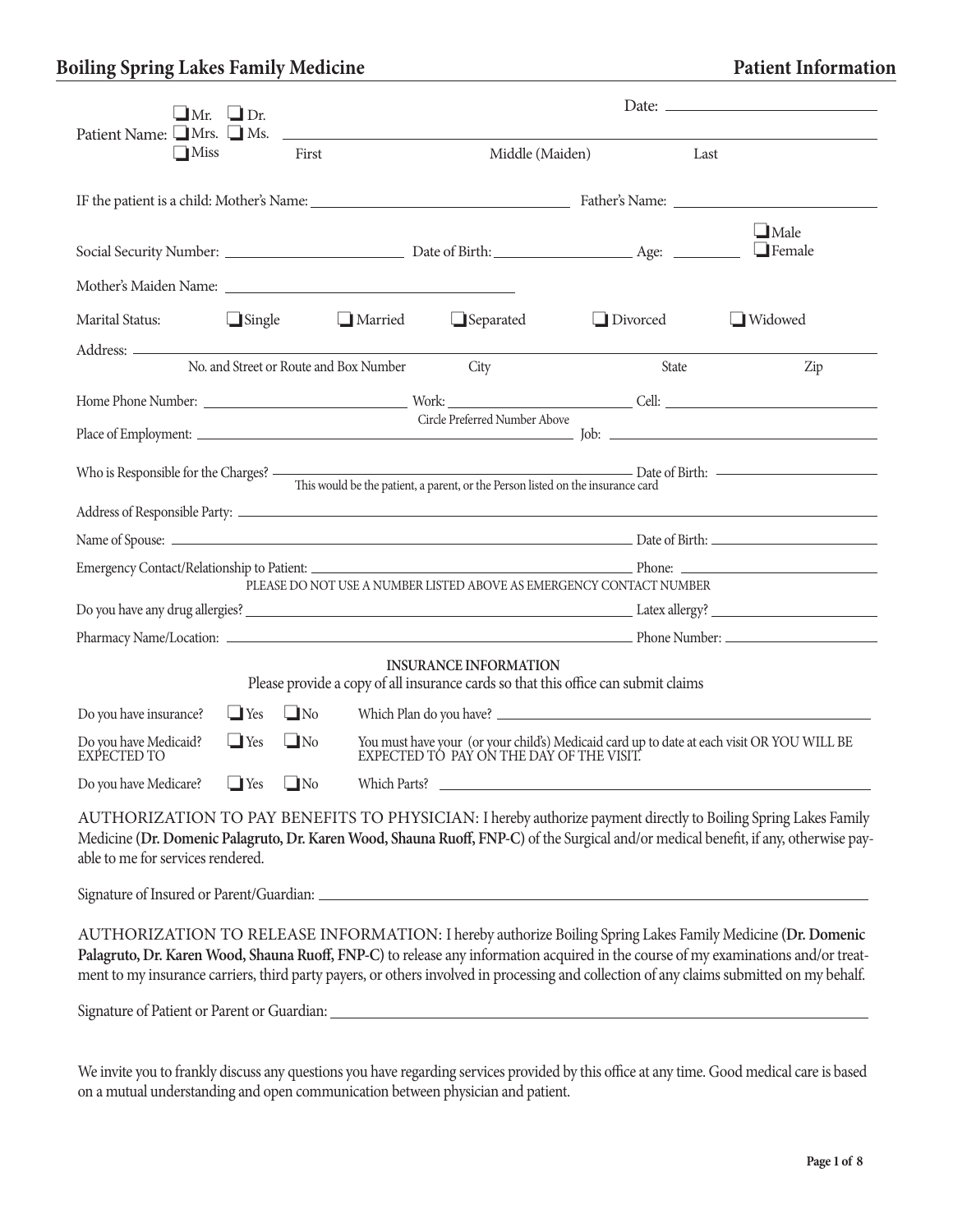# Boiling Spring Lakes Family Medicine

## Patient Information

Date: \_\_\_\_\_\_\_\_\_\_\_\_\_\_\_\_\_\_\_\_

Patient Name: ☐ Mr. ☐ Dr. ☐ Mrs. ☐ Ms. ☐ Miss \_\_\_\_\_\_\_\_\_\_\_\_\_\_\_\_\_\_\_\_\_\_\_\_\_\_\_\_\_\_\_\_\_\_\_\_\_\_\_\_
First — Middle (Maiden) — Last

IF the patient is a child: Mother's Name: \_\_\_\_\_\_\_\_\_\_\_\_\_\_\_\_\_\_\_\_ Father's Name: \_\_\_\_\_\_\_\_\_\_\_\_\_\_\_\_\_\_\_\_

Social Security Number: \_\_\_\_\_\_\_\_\_\_\_\_\_\_\_\_ Date of Birth: \_\_\_\_\_\_\_\_\_\_\_\_\_\_ Age: \_\_\_\_\_\_ ☐ Male ☐ Female

Mother's Maiden Name: \_\_\_\_\_\_\_\_\_\_\_\_\_\_\_\_\_\_\_\_\_\_\_\_

Marital Status: ☐ Single ☐ Married ☐ Separated ☐ Divorced ☐ Widowed

Address: \_\_\_\_\_\_\_\_\_\_\_\_\_\_\_\_\_\_\_\_\_\_\_\_\_\_\_\_\_\_\_\_\_\_\_\_\_\_\_\_\_\_\_\_\_\_\_\_\_\_\_\_
No. and Street or Route and Box Number — City — State — Zip

Home Phone Number: \_\_\_\_\_\_\_\_\_\_\_\_\_\_\_\_ Work: \_\_\_\_\_\_\_\_\_\_\_\_\_\_\_\_ Cell: \_\_\_\_\_\_\_\_\_\_\_\_\_\_\_\_
Circle Preferred Number Above

Place of Employment: \_\_\_\_\_\_\_\_\_\_\_\_\_\_\_\_\_\_\_\_\_\_\_\_\_\_\_\_\_\_ Job: \_\_\_\_\_\_\_\_\_\_\_\_\_\_\_\_\_\_\_\_

Who is Responsible for the Charges? \_\_\_\_\_\_\_\_\_\_\_\_\_\_\_\_\_\_\_\_\_\_\_\_\_\_\_\_\_\_ Date of Birth: \_\_\_\_\_\_\_\_\_\_\_\_\_\_
This would be the patient, a parent, or the Person listed on the insurance card

Address of Responsible Party: \_\_\_\_\_\_\_\_\_\_\_\_\_\_\_\_\_\_\_\_\_\_\_\_\_\_\_\_\_\_\_\_\_\_\_\_\_\_\_\_

Name of Spouse: \_\_\_\_\_\_\_\_\_\_\_\_\_\_\_\_\_\_\_\_\_\_\_\_\_\_\_\_\_\_ Date of Birth: \_\_\_\_\_\_\_\_\_\_\_\_\_\_

Emergency Contact/Relationship to Patient: \_\_\_\_\_\_\_\_\_\_\_\_\_\_\_\_\_\_\_\_\_\_\_\_ Phone: \_\_\_\_\_\_\_\_\_\_\_\_\_\_
PLEASE DO NOT USE A NUMBER LISTED ABOVE AS EMERGENCY CONTACT NUMBER

Do you have any drug allergies? \_\_\_\_\_\_\_\_\_\_\_\_\_\_\_\_\_\_\_\_\_\_\_\_\_\_\_\_\_\_ Latex allergy? \_\_\_\_\_\_\_\_\_\_\_\_\_\_

Pharmacy Name/Location: \_\_\_\_\_\_\_\_\_\_\_\_\_\_\_\_\_\_\_\_\_\_\_\_\_\_\_\_\_\_ Phone Number: \_\_\_\_\_\_\_\_\_\_\_\_\_\_

### INSURANCE INFORMATION

Please provide a copy of all insurance cards so that this office can submit claims

Do you have insurance? ☐ Yes ☐ No — Which Plan do you have? \_\_\_\_\_\_\_\_\_\_\_\_\_\_\_\_\_\_\_\_\_\_\_\_

Do you have Medicaid? ☐ Yes ☐ No — You must have your (or your child's) Medicaid card up to date at each visit OR YOU WILL BE EXPECTED TO PAY ON THE DAY OF THE VISIT.

Do you have Medicare? ☐ Yes ☐ No — Which Parts? \_\_\_\_\_\_\_\_\_\_\_\_\_\_\_\_\_\_\_\_\_\_\_\_

AUTHORIZATION TO PAY BENEFITS TO PHYSICIAN: I hereby authorize payment directly to Boiling Spring Lakes Family Medicine **(Dr. Domenic Palagruto, Dr. Karen Wood, Shauna Ruoff, FNP-C)** of the Surgical and/or medical benefit, if any, otherwise payable to me for services rendered.

Signature of Insured or Parent/Guardian: \_\_\_\_\_\_\_\_\_\_\_\_\_\_\_\_\_\_\_\_\_\_\_\_\_\_\_\_\_\_\_\_\_\_\_\_\_\_\_\_

AUTHORIZATION TO RELEASE INFORMATION: I hereby authorize Boiling Spring Lakes Family Medicine **(Dr. Domenic Palagruto, Dr. Karen Wood, Shauna Ruoff, FNP-C)** to release any information acquired in the course of my examinations and/or treatment to my insurance carriers, third party payers, or others involved in processing and collection of any claims submitted on my behalf.

Signature of Patient or Parent or Guardian: \_\_\_\_\_\_\_\_\_\_\_\_\_\_\_\_\_\_\_\_\_\_\_\_\_\_\_\_\_\_\_\_\_\_\_\_\_\_\_\_

We invite you to frankly discuss any questions you have regarding services provided by this office at any time. Good medical care is based on a mutual understanding and open communication between physician and patient.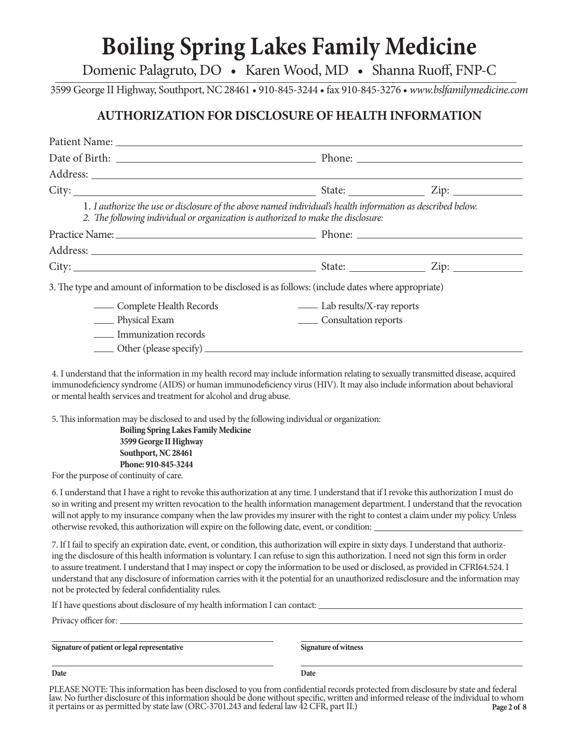# Boiling Spring Lakes Family Medicine

Domenic Palagruto, DO • Karen Wood, MD • Shanna Ruoff, FNP-C

3599 George II Highway, Southport, NC 28461 • 910-845-3244 • fax 910-845-3276 • *www.bslfamilymedicine.com*

## AUTHORIZATION FOR DISCLOSURE OF HEALTH INFORMATION

Patient Name: ______________________________________________

Date of Birth: ______________________ Phone: ______________________

Address: ______________________________________________

City: ______________________ State: __________ Zip: __________

1. *I authorize the use or disclosure of the above named individual's health information as described below.*
2. *The following individual or organization is authorized to make the disclosure:*

Practice Name: ______________________ Phone: ______________________

Address: ______________________________________________

City: ______________________ State: __________ Zip: __________

3. The type and amount of information to be disclosed is as follows: (include dates where appropriate)

____ Complete Health Records
____ Lab results/X-ray reports
____ Physical Exam
____ Consultation reports
____ Immunization records
____ Other (please specify) ______________________________________________

4. I understand that the information in my health record may include information relating to sexually transmitted disease, acquired immunodeficiency syndrome (AIDS) or human immunodeficiency virus (HIV). It may also include information about behavioral or mental health services and treatment for alcohol and drug abuse.

5. This information may be disclosed to and used by the following individual or organization:

**Boiling Spring Lakes Family Medicine**
**3599 George II Highway**
**Southport, NC 28461**
**Phone: 910-845-3244**

For the purpose of continuity of care.

6. I understand that I have a right to revoke this authorization at any time. I understand that if I revoke this authorization I must do so in writing and present my written revocation to the health information management department. I understand that the revocation will not apply to my insurance company when the law provides my insurer with the right to contest a claim under my policy. Unless otherwise revoked, this authorization will expire on the following date, event, or condition: ______________________

7. If I fail to specify an expiration date, event, or condition, this authorization will expire in sixty days. I understand that authorizing the disclosure of this health information is voluntary. I can refuse to sign this authorization. I need not sign this form in order to assure treatment. I understand that I may inspect or copy the information to be used or disclosed, as provided in CFRI64.524. I understand that any disclosure of information carries with it the potential for an unauthorized redisclosure and the information may not be protected by federal confidentiality rules.

If I have questions about disclosure of my health information I can contact: ______________________

Privacy officer for: ______________________________________________

______________________________ **Signature of patient or legal representative**

______________________________ **Signature of witness**

______________________________ **Date**

______________________________ **Date**

PLEASE NOTE: This information has been disclosed to you from confidential records protected from disclosure by state and federal law. No further disclosure of this information should be done without specific, written and informed release of the individual to whom it pertains or as permitted by state law (ORC-3701.243 and federal law 42 CFR, part II.)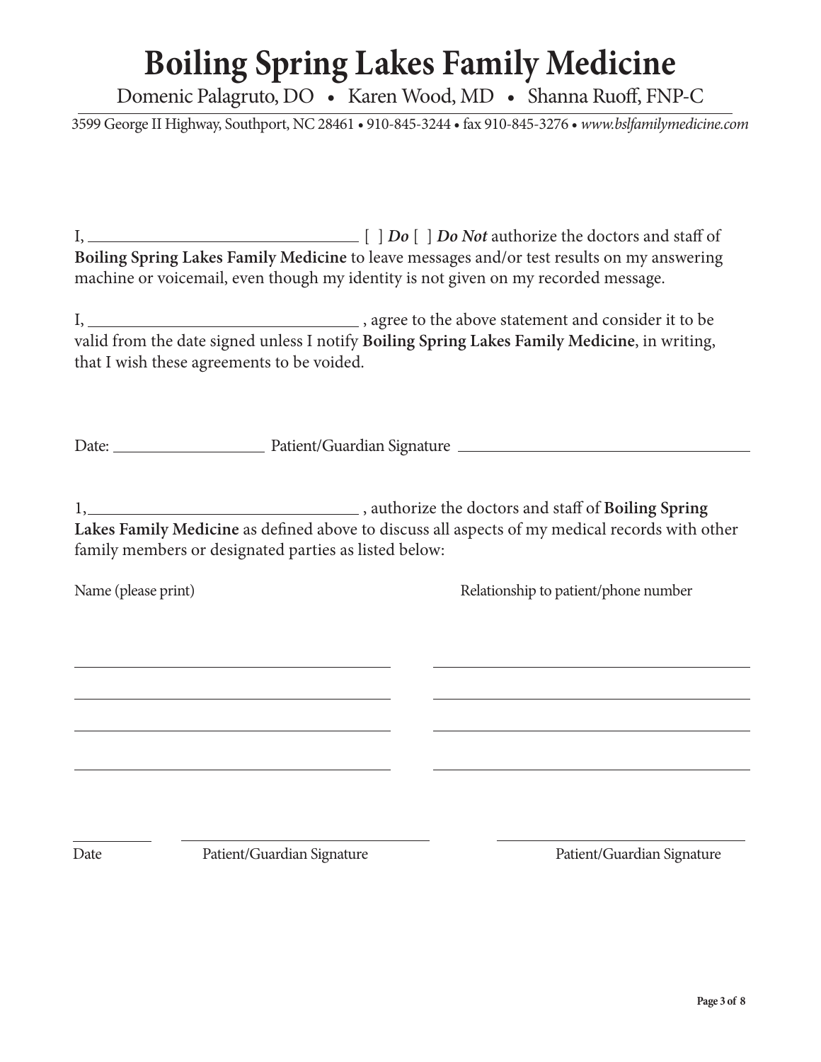# Boiling Spring Lakes Family Medicine

Domenic Palagruto, DO • Karen Wood, MD • Shanna Ruoff, FNP-C

3599 George II Highway, Southport, NC 28461 • 910-845-3244 • fax 910-845-3276 • *www.bslfamilymedicine.com*

I, \_\_\_\_\_\_\_\_\_\_\_\_\_\_\_\_\_\_\_\_\_\_\_\_\_\_\_\_\_\_\_\_ [ ] ***Do*** [ ] ***Do Not*** authorize the doctors and staff of **Boiling Spring Lakes Family Medicine** to leave messages and/or test results on my answering machine or voicemail, even though my identity is not given on my recorded message.

I, \_\_\_\_\_\_\_\_\_\_\_\_\_\_\_\_\_\_\_\_\_\_\_\_\_\_\_\_\_\_\_\_ , agree to the above statement and consider it to be valid from the date signed unless I notify **Boiling Spring Lakes Family Medicine**, in writing, that I wish these agreements to be voided.

Date: \_\_\_\_\_\_\_\_\_\_\_\_\_\_\_\_\_\_ Patient/Guardian Signature \_\_\_\_\_\_\_\_\_\_\_\_\_\_\_\_\_\_\_\_\_\_\_\_\_\_\_\_\_\_\_\_\_\_\_\_\_\_\_\_

1, \_\_\_\_\_\_\_\_\_\_\_\_\_\_\_\_\_\_\_\_\_\_\_\_\_\_\_\_\_\_\_\_ , authorize the doctors and staff of **Boiling Spring Lakes Family Medicine** as defined above to discuss all aspects of my medical records with other family members or designated parties as listed below:

| Name (please print) | Relationship to patient/phone number |
|---|---|
| | |
| | |
| | |
| | |

\_\_\_\_\_\_\_\_\_\_ \_\_\_\_\_\_\_\_\_\_\_\_\_\_\_\_\_\_\_\_\_\_\_\_\_\_\_\_\_\_\_\_ \_\_\_\_\_\_\_\_\_\_\_\_\_\_\_\_\_\_\_\_\_\_\_\_\_\_\_\_\_\_\_\_

Date Patient/Guardian Signature Patient/Guardian Signature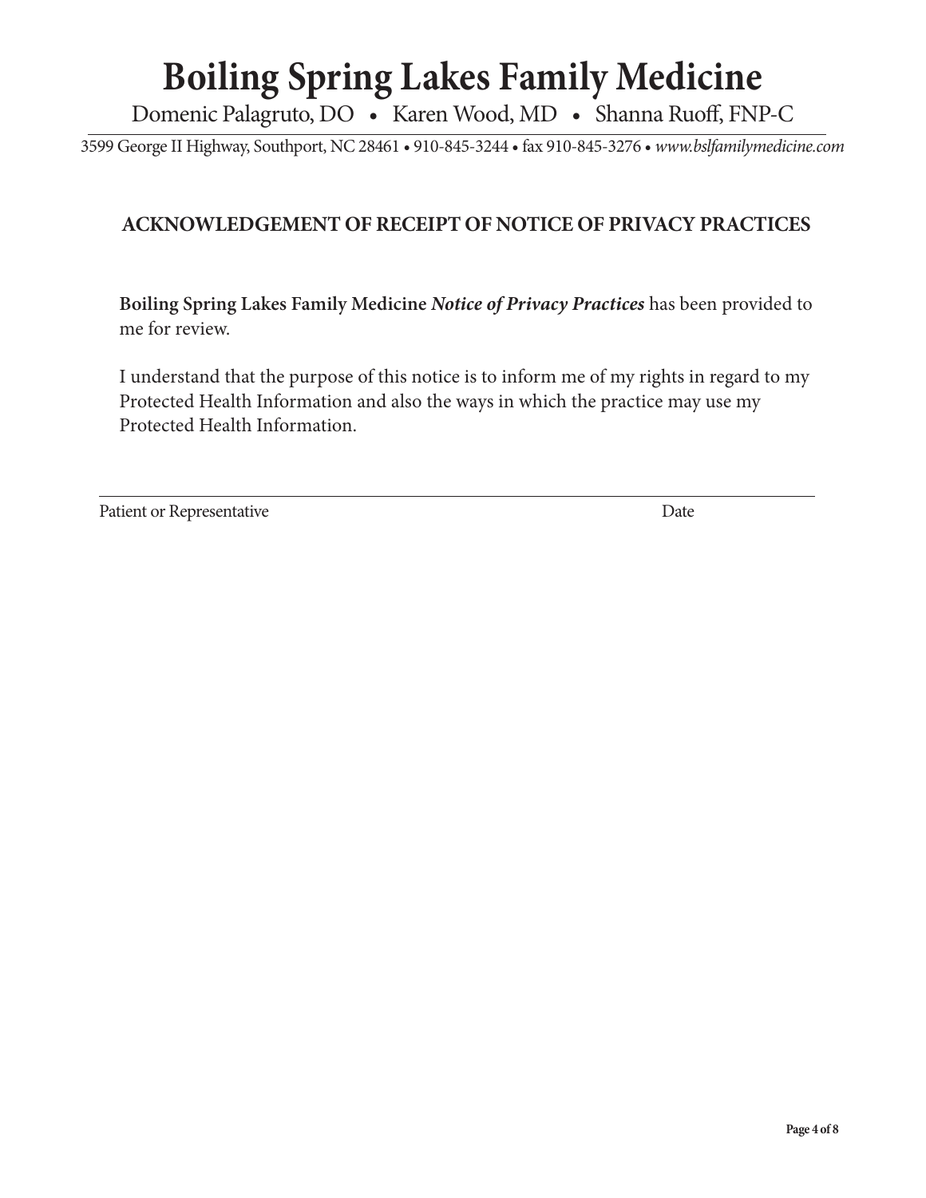# Boiling Spring Lakes Family Medicine

Domenic Palagruto, DO • Karen Wood, MD • Shanna Ruoff, FNP-C

3599 George II Highway, Southport, NC 28461 • 910-845-3244 • fax 910-845-3276 • *www.bslfamilymedicine.com*

## ACKNOWLEDGEMENT OF RECEIPT OF NOTICE OF PRIVACY PRACTICES

**Boiling Spring Lakes Family Medicine** ***Notice of Privacy Practices*** has been provided to me for review.

I understand that the purpose of this notice is to inform me of my rights in regard to my Protected Health Information and also the ways in which the practice may use my Protected Health Information.

\_\_\_\_\_\_\_\_\_\_\_\_\_\_\_\_\_\_\_\_\_\_\_\_\_\_\_\_\_\_\_\_\_\_\_\_\_\_\_\_\_\_\_\_\_\_\_\_\_\_\_\_\_\_\_\_\_\_\_\_\_\_\_\_

Patient or Representative Date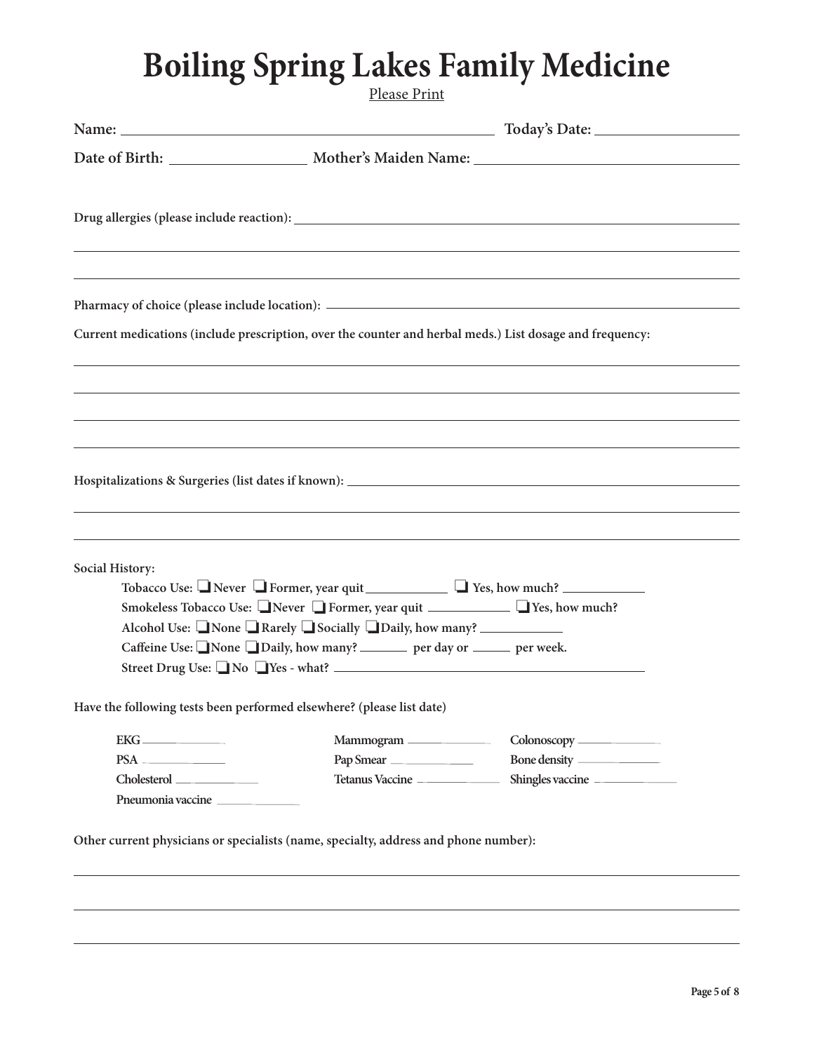# Boiling Spring Lakes Family Medicine

Please Print

**Name:** ______________________________ **Today's Date:** ______________

**Date of Birth:** ______________ **Mother's Maiden Name:** ______________________

**Drug allergies (please include reaction):** ____________________________________________

______________________________________________________________________

______________________________________________________________________

**Pharmacy of choice (please include location):** ______________________________________

**Current medications (include prescription, over the counter and herbal meds.) List dosage and frequency:**

______________________________________________________________________

______________________________________________________________________

______________________________________________________________________

______________________________________________________________________

**Hospitalizations & Surgeries (list dates if known):** ______________________________________

______________________________________________________________________

______________________________________________________________________

**Social History:**

- **Tobacco Use:** ❑ Never ❑ Former, year quit __________ ❑ Yes, how much? __________
- **Smokeless Tobacco Use:** ❑ Never ❑ Former, year quit __________ ❑ Yes, how much?
- **Alcohol Use:** ❑ None ❑ Rarely ❑ Socially ❑ Daily, how many? __________
- **Caffeine Use:** ❑ None ❑ Daily, how many? ______ per day or _____ per week.
- **Street Drug Use:** ❑ No ❑ Yes - what? ______________________________

**Have the following tests been performed elsewhere? (please list date)**

| | | |
|---|---|---|
| EKG __________ | Mammogram __________ | Colonoscopy __________ |
| PSA __________ | Pap Smear __________ | Bone density __________ |
| Cholesterol __________ | Tetanus Vaccine __________ | Shingles vaccine __________ |
| Pneumonia vaccine __________ | | |

**Other current physicians or specialists (name, specialty, address and phone number):**

______________________________________________________________________

______________________________________________________________________

______________________________________________________________________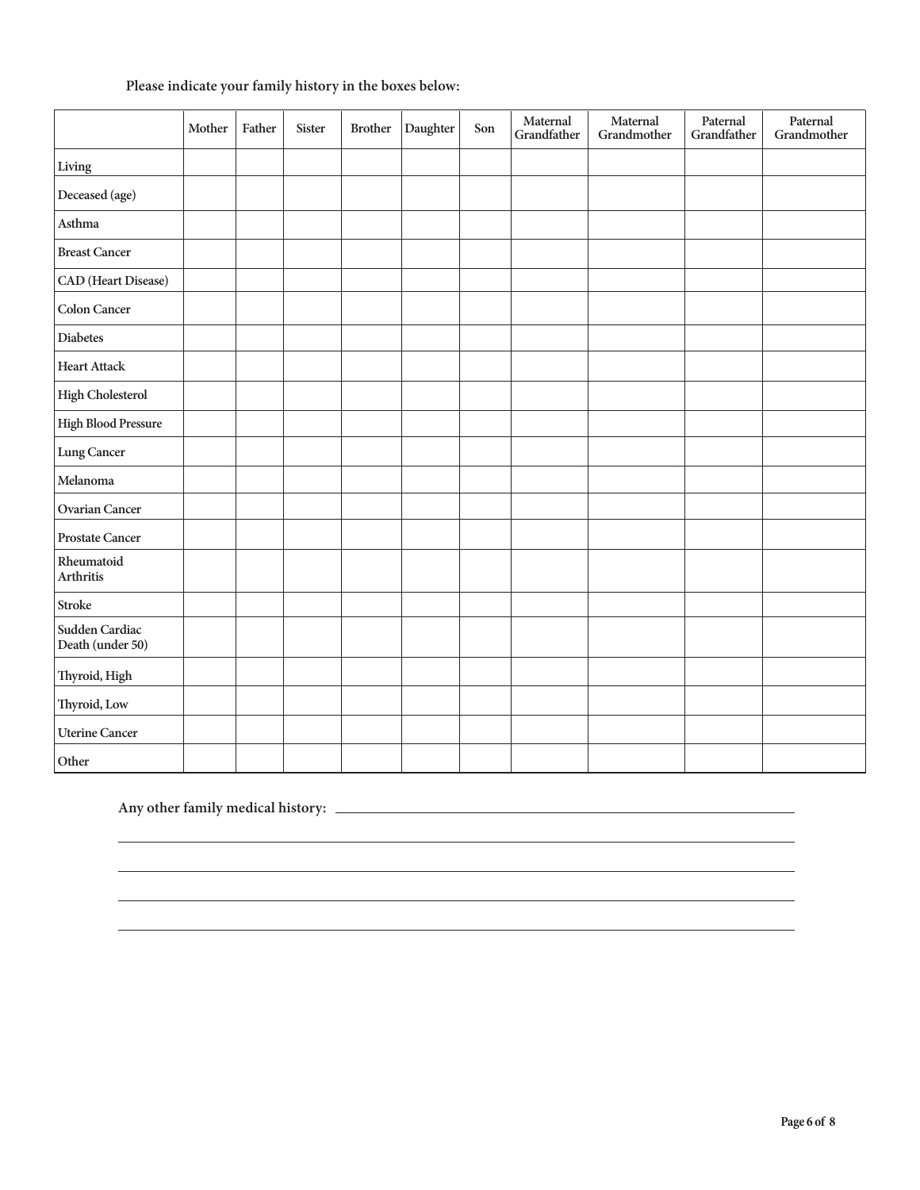**Please indicate your family history in the boxes below:**

| | Mother | Father | Sister | Brother | Daughter | Son | Maternal Grandfather | Maternal Grandmother | Paternal Grandfather | Paternal Grandmother |
|---|---|---|---|---|---|---|---|---|---|---|
| Living | | | | | | | | | | |
| Deceased (age) | | | | | | | | | | |
| Asthma | | | | | | | | | | |
| Breast Cancer | | | | | | | | | | |
| CAD (Heart Disease) | | | | | | | | | | |
| Colon Cancer | | | | | | | | | | |
| Diabetes | | | | | | | | | | |
| Heart Attack | | | | | | | | | | |
| High Cholesterol | | | | | | | | | | |
| High Blood Pressure | | | | | | | | | | |
| Lung Cancer | | | | | | | | | | |
| Melanoma | | | | | | | | | | |
| Ovarian Cancer | | | | | | | | | | |
| Prostate Cancer | | | | | | | | | | |
| Rheumatoid Arthritis | | | | | | | | | | |
| Stroke | | | | | | | | | | |
| Sudden Cardiac Death (under 50) | | | | | | | | | | |
| Thyroid, High | | | | | | | | | | |
| Thyroid, Low | | | | | | | | | | |
| Uterine Cancer | | | | | | | | | | |
| Other | | | | | | | | | | |

**Any other family medical history:** \_\_\_\_\_\_\_\_\_\_\_\_\_\_\_\_\_\_\_\_\_\_\_\_\_\_\_\_\_\_\_\_\_\_\_\_\_\_\_\_\_\_\_\_\_\_\_\_\_\_\_\_

\_\_\_\_\_\_\_\_\_\_\_\_\_\_\_\_\_\_\_\_\_\_\_\_\_\_\_\_\_\_\_\_\_\_\_\_\_\_\_\_\_\_\_\_\_\_\_\_\_\_\_\_\_\_\_\_\_\_\_\_\_\_\_\_\_\_\_\_\_\_\_\_\_\_\_\_\_\_

\_\_\_\_\_\_\_\_\_\_\_\_\_\_\_\_\_\_\_\_\_\_\_\_\_\_\_\_\_\_\_\_\_\_\_\_\_\_\_\_\_\_\_\_\_\_\_\_\_\_\_\_\_\_\_\_\_\_\_\_\_\_\_\_\_\_\_\_\_\_\_\_\_\_\_\_\_\_

\_\_\_\_\_\_\_\_\_\_\_\_\_\_\_\_\_\_\_\_\_\_\_\_\_\_\_\_\_\_\_\_\_\_\_\_\_\_\_\_\_\_\_\_\_\_\_\_\_\_\_\_\_\_\_\_\_\_\_\_\_\_\_\_\_\_\_\_\_\_\_\_\_\_\_\_\_\_

\_\_\_\_\_\_\_\_\_\_\_\_\_\_\_\_\_\_\_\_\_\_\_\_\_\_\_\_\_\_\_\_\_\_\_\_\_\_\_\_\_\_\_\_\_\_\_\_\_\_\_\_\_\_\_\_\_\_\_\_\_\_\_\_\_\_\_\_\_\_\_\_\_\_\_\_\_\_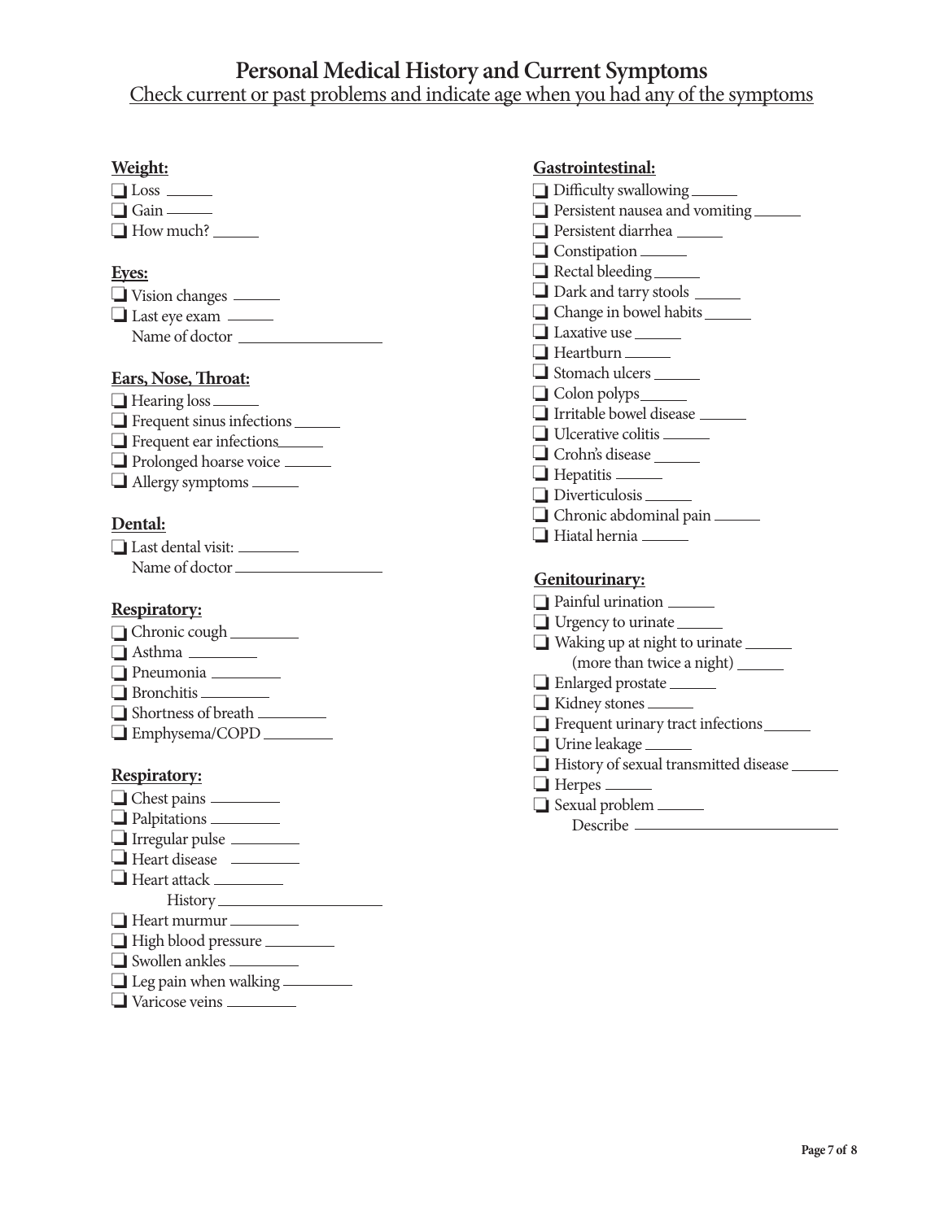# Personal Medical History and Current Symptoms

Check current or past problems and indicate age when you had any of the symptoms

**Weight:**

- ❑ Loss ______
- ❑ Gain ______
- ❑ How much? ______

**Eyes:**

- ❑ Vision changes ______
- ❑ Last eye exam ______
  Name of doctor ________________

**Ears, Nose, Throat:**

- ❑ Hearing loss ______
- ❑ Frequent sinus infections ______
- ❑ Frequent ear infections______
- ❑ Prolonged hoarse voice ______
- ❑ Allergy symptoms ______

**Dental:**

- ❑ Last dental visit: ________
  Name of doctor ________________

**Respiratory:**

- ❑ Chronic cough ________
- ❑ Asthma ________
- ❑ Pneumonia ________
- ❑ Bronchitis ________
- ❑ Shortness of breath ________
- ❑ Emphysema/COPD ________

**Respiratory:**

- ❑ Chest pains ________
- ❑ Palpitations ________
- ❑ Irregular pulse ________
- ❑ Heart disease ________
- ❑ Heart attack ________
  History ________________
- ❑ Heart murmur ________
- ❑ High blood pressure ________
- ❑ Swollen ankles ________
- ❑ Leg pain when walking ________
- ❑ Varicose veins ________

**Gastrointestinal:**

- ❑ Difficulty swallowing ______
- ❑ Persistent nausea and vomiting ______
- ❑ Persistent diarrhea ______
- ❑ Constipation ______
- ❑ Rectal bleeding ______
- ❑ Dark and tarry stools ______
- ❑ Change in bowel habits ______
- ❑ Laxative use ______
- ❑ Heartburn ______
- ❑ Stomach ulcers ______
- ❑ Colon polyps______
- ❑ Irritable bowel disease ______
- ❑ Ulcerative colitis ______
- ❑ Crohn's disease ______
- ❑ Hepatitis ______
- ❑ Diverticulosis ______
- ❑ Chronic abdominal pain ______
- ❑ Hiatal hernia ______

**Genitourinary:**

- ❑ Painful urination ______
- ❑ Urgency to urinate ______
- ❑ Waking up at night to urinate ______
  (more than twice a night) ______
- ❑ Enlarged prostate ______
- ❑ Kidney stones ______
- ❑ Frequent urinary tract infections ______
- ❑ Urine leakage ______
- ❑ History of sexual transmitted disease ______
- ❑ Herpes ______
- ❑ Sexual problem ______
  Describe ________________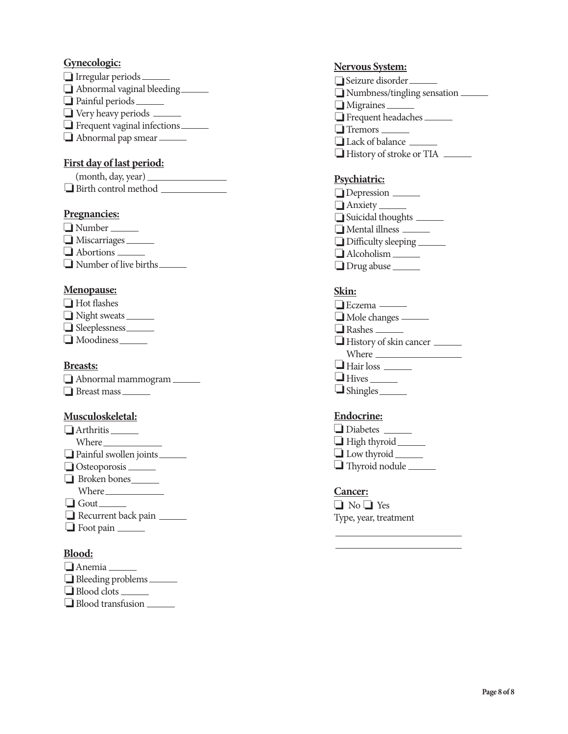**Gynecologic:**

- ☐ Irregular periods ______
- ☐ Abnormal vaginal bleeding ______
- ☐ Painful periods ______
- ☐ Very heavy periods ______
- ☐ Frequent vaginal infections ______
- ☐ Abnormal pap smear ______

**First day of last period:**

(month, day, year) ________________

- ☐ Birth control method ______________

**Pregnancies:**

- ☐ Number ______
- ☐ Miscarriages ______
- ☐ Abortions ______
- ☐ Number of live births ______

**Menopause:**

- ☐ Hot flashes
- ☐ Night sweats ______
- ☐ Sleeplessness ______
- ☐ Moodiness ______

**Breasts:**

- ☐ Abnormal mammogram ______
- ☐ Breast mass ______

**Musculoskeletal:**

- ☐ Arthritis ______
  Where ____________
- ☐ Painful swollen joints ______
- ☐ Osteoporosis ______
- ☐ Broken bones ______
  Where ____________
- ☐ Gout ______
- ☐ Recurrent back pain ______
- ☐ Foot pain ______

**Blood:**

- ☐ Anemia ______
- ☐ Bleeding problems ______
- ☐ Blood clots ______
- ☐ Blood transfusion ______

**Nervous System:**

- ☐ Seizure disorder ______
- ☐ Numbness/tingling sensation ______
- ☐ Migraines ______
- ☐ Frequent headaches ______
- ☐ Tremors ______
- ☐ Lack of balance ______
- ☐ History of stroke or TIA ______

**Psychiatric:**

- ☐ Depression ______
- ☐ Anxiety ______
- ☐ Suicidal thoughts ______
- ☐ Mental illness ______
- ☐ Difficulty sleeping ______
- ☐ Alcoholism ______
- ☐ Drug abuse ______

**Skin:**

- ☐ Eczema ______
- ☐ Mole changes ______
- ☐ Rashes ______
- ☐ History of skin cancer ______
  Where ________________
- ☐ Hair loss ______
- ☐ Hives ______
- ☐ Shingles ______

**Endocrine:**

- ☐ Diabetes ______
- ☐ High thyroid ______
- ☐ Low thyroid ______
- ☐ Thyroid nodule ______

**Cancer:**

☐ No ☐ Yes

Type, year, treatment

__________________________

__________________________